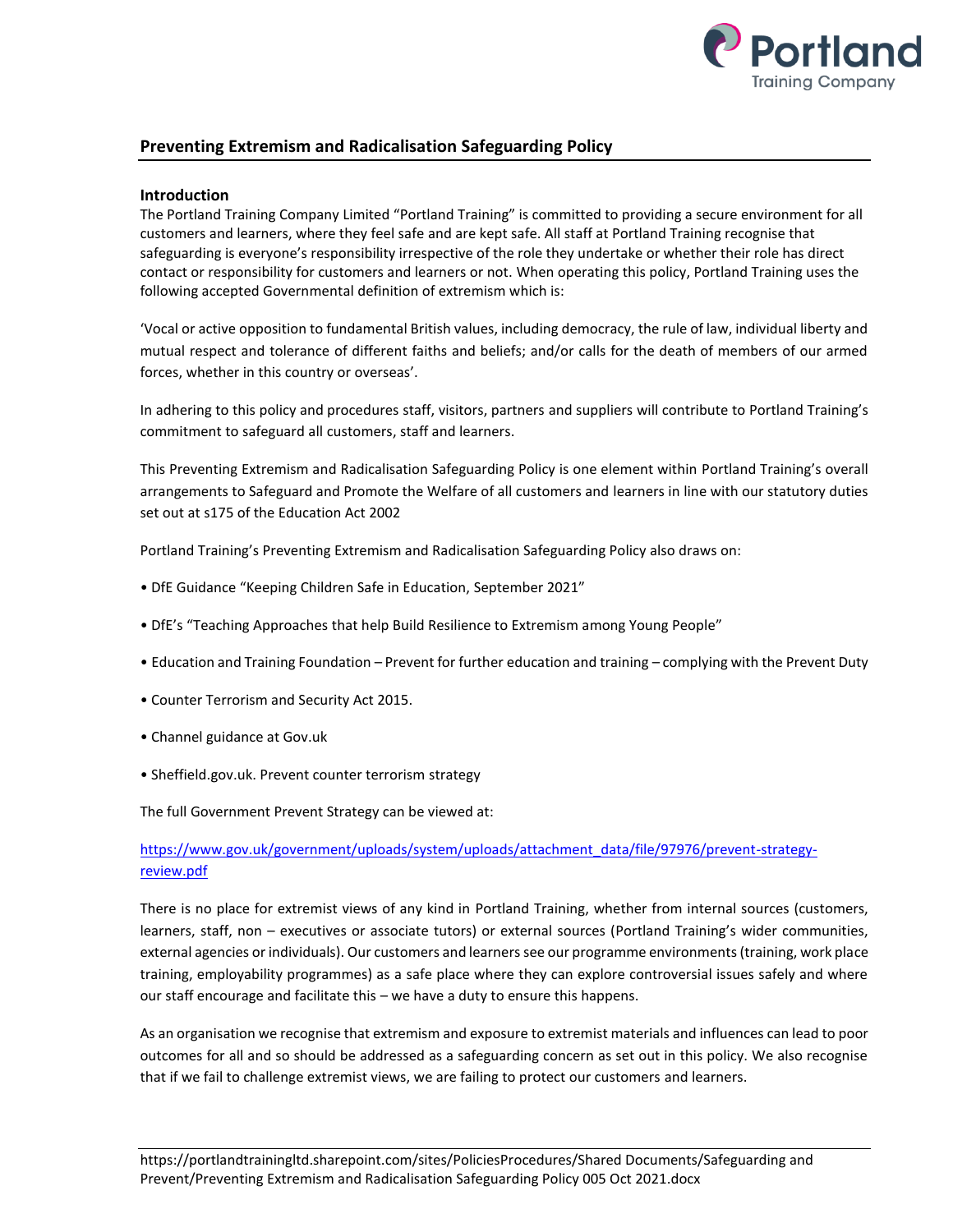## Preventing Extremism and Radicalisation Safeguarding Policy

### Introduction

The Portland Training Company Limited "Portland Training" is committed to providing a secure environment for all customers and learners, where they feel safe and are kept safe. All staff at Portland Training recognise that safeguarding is everyone's responsibility irrespective of the role they undertake or whether their role has direct contact or responsibility for customers and learners or not. When operating this policy, Portland Training uses the following accepted Governmental definition of extremism which is:

'Vocal or active opposition to fundamental British values, including democracy, the rule of law, individual liberty and mutual respect and tolerance of different faiths and beliefs; and/or calls for the death of members of our armed forces, whether in this country or overseas'.

In adhering to this policy and procedures staff, visitors, partners and suppliers will contribute to Portland Training's commitment to safeguard all customers, staff and learners.

This Preventing Extremism and Radicalisation Safeguarding Policy is one element within Portland Training's overall arrangements to Safeguard and Promote the Welfare of all customers and learners in line with our statutory duties set out at s175 of the Education Act 2002

Portland Training's Preventing Extremism and Radicalisation Safeguarding Policy also draws on:

- DfE Guidance "Keeping Children Safe in Education, September 2021"
- DfE's "Teaching Approaches that help Build Resilience to Extremism among Young People"
- Education and Training Foundation – Prevent for further education and training – complying with the Prevent Duty
- Counter Terrorism and Security Act 2015.
- Channel guidance at Gov.uk
- Sheffield.gov.uk. Prevent counter terrorism strategy

The full Government Prevent Strategy can be viewed at:

https://www.gov.uk/government/uploads/system/uploads/attachment_data/file/97976/prevent-strategy-review.pdf

There is no place for extremist views of any kind in Portland Training, whether from internal sources (customers, learners, staff, non – executives or associate tutors) or external sources (Portland Training's wider communities, external agencies or individuals). Our customers and learners see our programme environments (training, work place training, employability programmes) as a safe place where they can explore controversial issues safely and where our staff encourage and facilitate this – we have a duty to ensure this happens.

As an organisation we recognise that extremism and exposure to extremist materials and influences can lead to poor outcomes for all and so should be addressed as a safeguarding concern as set out in this policy. We also recognise that if we fail to challenge extremist views, we are failing to protect our customers and learners.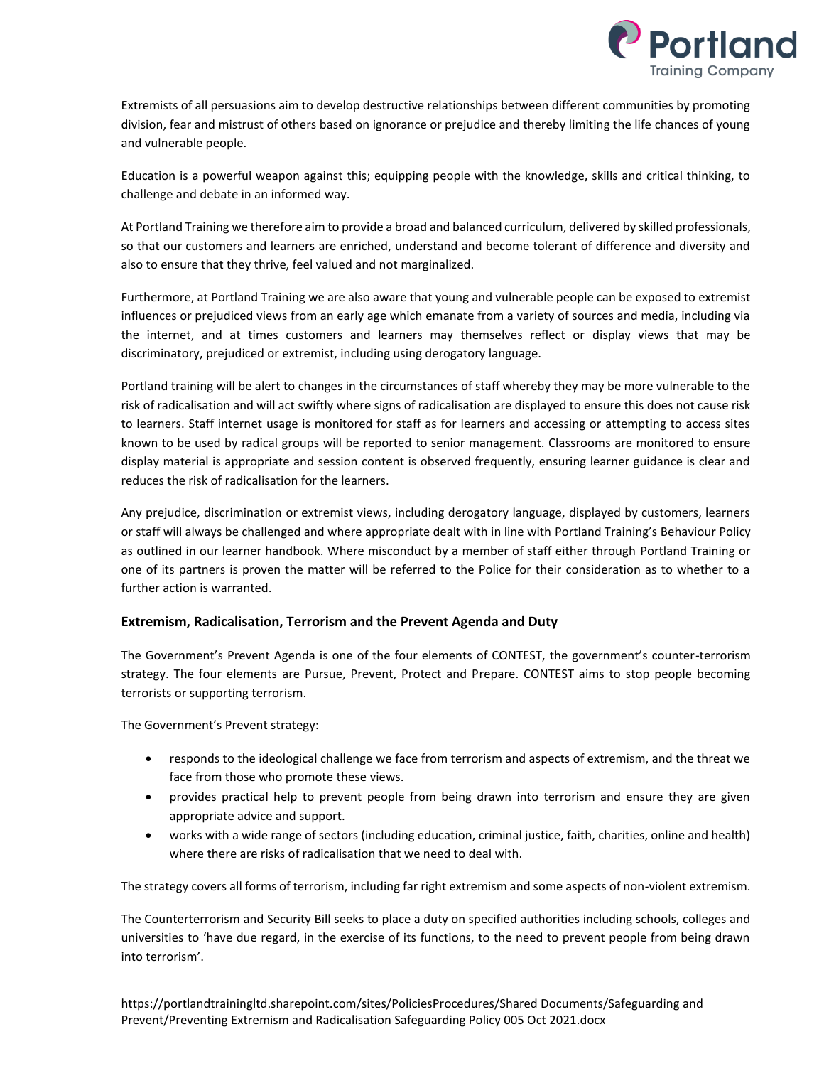Extremists of all persuasions aim to develop destructive relationships between different communities by promoting division, fear and mistrust of others based on ignorance or prejudice and thereby limiting the life chances of young and vulnerable people.

Education is a powerful weapon against this; equipping people with the knowledge, skills and critical thinking, to challenge and debate in an informed way.

At Portland Training we therefore aim to provide a broad and balanced curriculum, delivered by skilled professionals, so that our customers and learners are enriched, understand and become tolerant of difference and diversity and also to ensure that they thrive, feel valued and not marginalized.

Furthermore, at Portland Training we are also aware that young and vulnerable people can be exposed to extremist influences or prejudiced views from an early age which emanate from a variety of sources and media, including via the internet, and at times customers and learners may themselves reflect or display views that may be discriminatory, prejudiced or extremist, including using derogatory language.

Portland training will be alert to changes in the circumstances of staff whereby they may be more vulnerable to the risk of radicalisation and will act swiftly where signs of radicalisation are displayed to ensure this does not cause risk to learners. Staff internet usage is monitored for staff as for learners and accessing or attempting to access sites known to be used by radical groups will be reported to senior management. Classrooms are monitored to ensure display material is appropriate and session content is observed frequently, ensuring learner guidance is clear and reduces the risk of radicalisation for the learners.

Any prejudice, discrimination or extremist views, including derogatory language, displayed by customers, learners or staff will always be challenged and where appropriate dealt with in line with Portland Training's Behaviour Policy as outlined in our learner handbook. Where misconduct by a member of staff either through Portland Training or one of its partners is proven the matter will be referred to the Police for their consideration as to whether to a further action is warranted.

### Extremism, Radicalisation, Terrorism and the Prevent Agenda and Duty

The Government's Prevent Agenda is one of the four elements of CONTEST, the government's counter-terrorism strategy. The four elements are Pursue, Prevent, Protect and Prepare. CONTEST aims to stop people becoming terrorists or supporting terrorism.

The Government's Prevent strategy:

- responds to the ideological challenge we face from terrorism and aspects of extremism, and the threat we face from those who promote these views.
- provides practical help to prevent people from being drawn into terrorism and ensure they are given appropriate advice and support.
- works with a wide range of sectors (including education, criminal justice, faith, charities, online and health) where there are risks of radicalisation that we need to deal with.

The strategy covers all forms of terrorism, including far right extremism and some aspects of non-violent extremism.

The Counterterrorism and Security Bill seeks to place a duty on specified authorities including schools, colleges and universities to 'have due regard, in the exercise of its functions, to the need to prevent people from being drawn into terrorism'.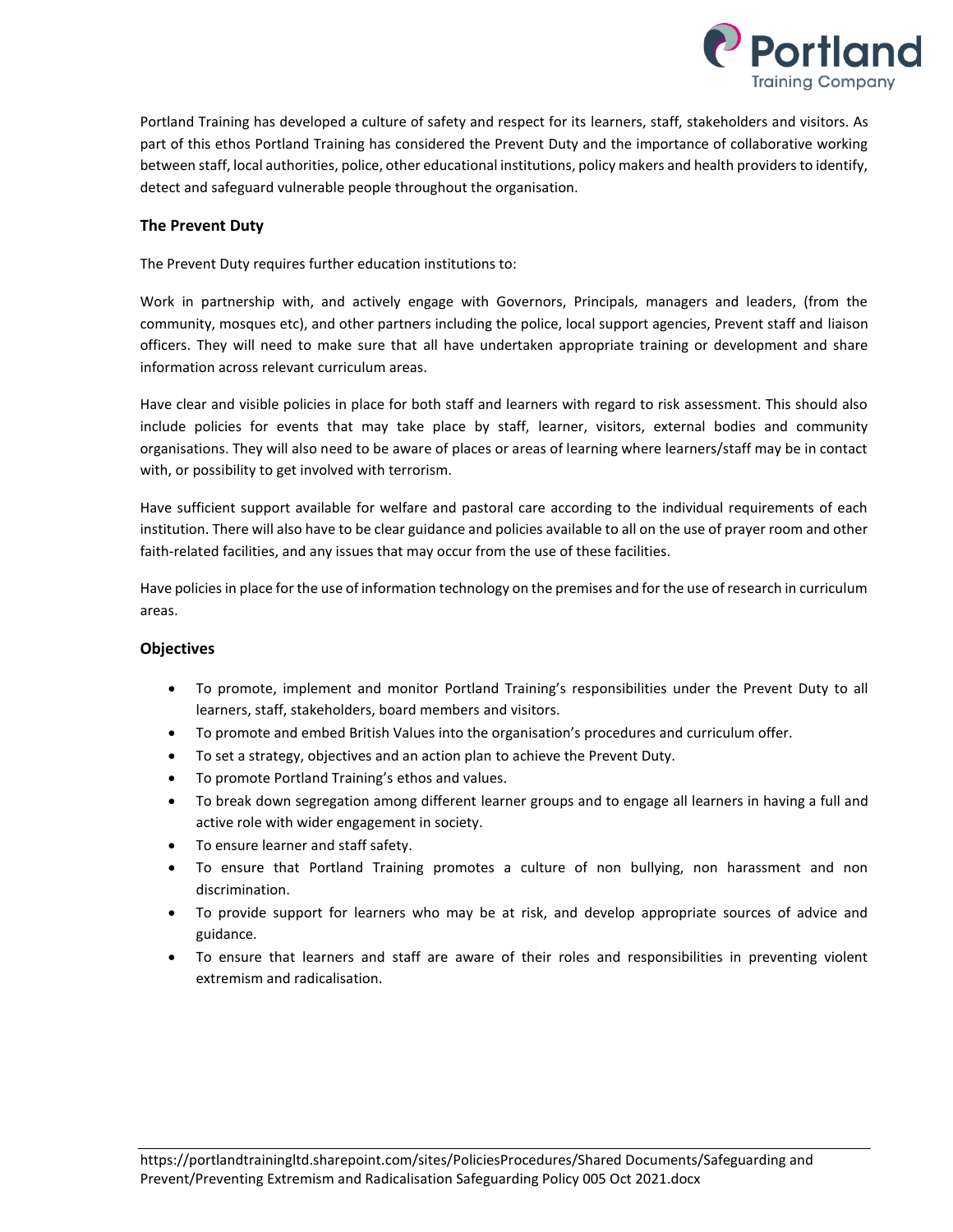Portland Training has developed a culture of safety and respect for its learners, staff, stakeholders and visitors. As part of this ethos Portland Training has considered the Prevent Duty and the importance of collaborative working between staff, local authorities, police, other educational institutions, policy makers and health providers to identify, detect and safeguard vulnerable people throughout the organisation.

### The Prevent Duty

The Prevent Duty requires further education institutions to:

Work in partnership with, and actively engage with Governors, Principals, managers and leaders, (from the community, mosques etc), and other partners including the police, local support agencies, Prevent staff and liaison officers. They will need to make sure that all have undertaken appropriate training or development and share information across relevant curriculum areas.

Have clear and visible policies in place for both staff and learners with regard to risk assessment. This should also include policies for events that may take place by staff, learner, visitors, external bodies and community organisations. They will also need to be aware of places or areas of learning where learners/staff may be in contact with, or possibility to get involved with terrorism.

Have sufficient support available for welfare and pastoral care according to the individual requirements of each institution. There will also have to be clear guidance and policies available to all on the use of prayer room and other faith-related facilities, and any issues that may occur from the use of these facilities.

Have policies in place for the use of information technology on the premises and for the use of research in curriculum areas.

### Objectives

- To promote, implement and monitor Portland Training's responsibilities under the Prevent Duty to all learners, staff, stakeholders, board members and visitors.
- To promote and embed British Values into the organisation's procedures and curriculum offer.
- To set a strategy, objectives and an action plan to achieve the Prevent Duty.
- To promote Portland Training's ethos and values.
- To break down segregation among different learner groups and to engage all learners in having a full and active role with wider engagement in society.
- To ensure learner and staff safety.
- To ensure that Portland Training promotes a culture of non bullying, non harassment and non discrimination.
- To provide support for learners who may be at risk, and develop appropriate sources of advice and guidance.
- To ensure that learners and staff are aware of their roles and responsibilities in preventing violent extremism and radicalisation.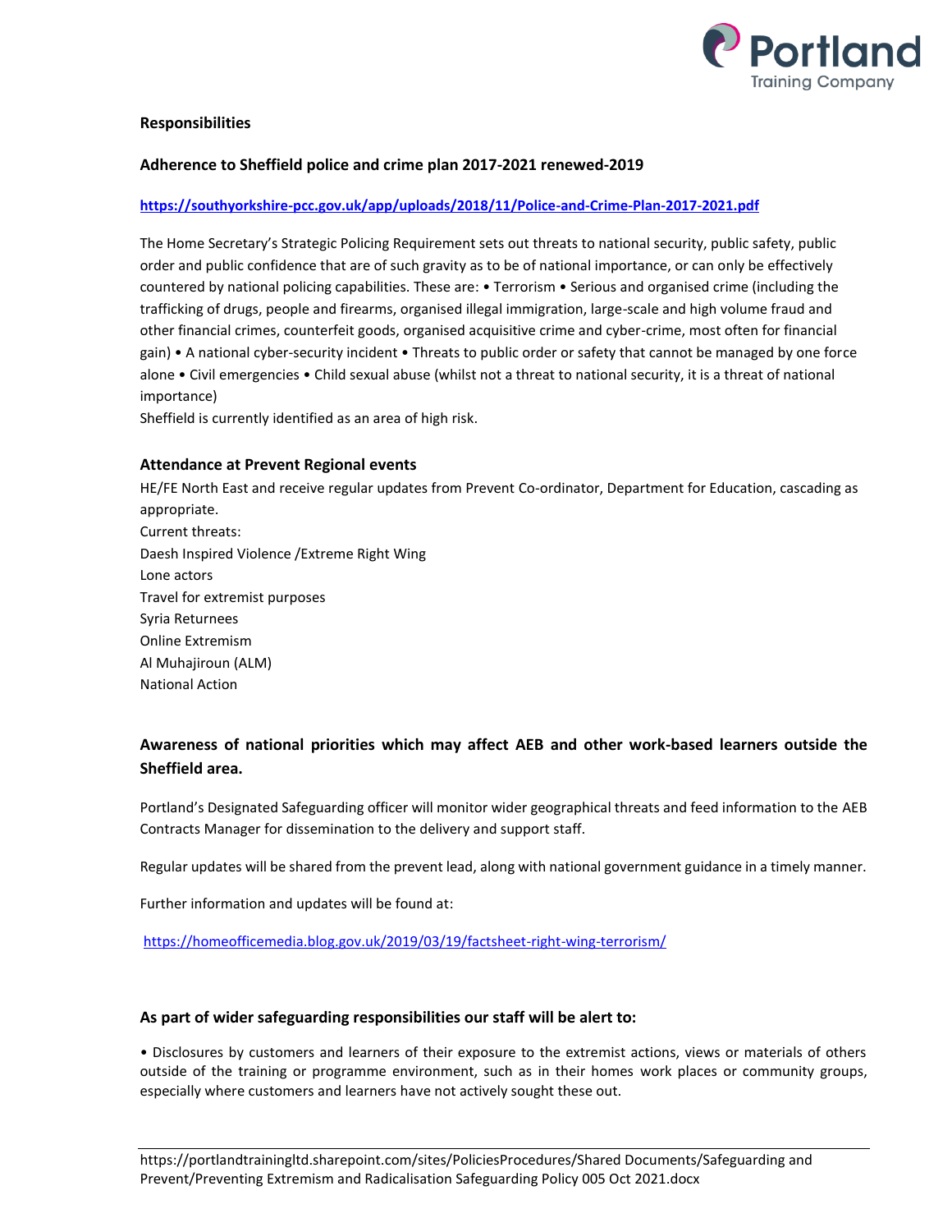**Responsibilities**

**Adherence to Sheffield police and crime plan 2017-2021 renewed-2019**

**https://southyorkshire-pcc.gov.uk/app/uploads/2018/11/Police-and-Crime-Plan-2017-2021.pdf**

The Home Secretary's Strategic Policing Requirement sets out threats to national security, public safety, public order and public confidence that are of such gravity as to be of national importance, or can only be effectively countered by national policing capabilities. These are: • Terrorism • Serious and organised crime (including the trafficking of drugs, people and firearms, organised illegal immigration, large-scale and high volume fraud and other financial crimes, counterfeit goods, organised acquisitive crime and cyber-crime, most often for financial gain) • A national cyber-security incident • Threats to public order or safety that cannot be managed by one force alone • Civil emergencies • Child sexual abuse (whilst not a threat to national security, it is a threat of national importance)
Sheffield is currently identified as an area of high risk.

**Attendance at Prevent Regional events**

HE/FE North East and receive regular updates from Prevent Co-ordinator, Department for Education, cascading as appropriate.
Current threats:
Daesh Inspired Violence /Extreme Right Wing
Lone actors
Travel for extremist purposes
Syria Returnees
Online Extremism
Al Muhajiroun (ALM)
National Action

**Awareness of national priorities which may affect AEB and other work-based learners outside the Sheffield area.**

Portland's Designated Safeguarding officer will monitor wider geographical threats and feed information to the AEB Contracts Manager for dissemination to the delivery and support staff.

Regular updates will be shared from the prevent lead, along with national government guidance in a timely manner.

Further information and updates will be found at:

https://homeofficemedia.blog.gov.uk/2019/03/19/factsheet-right-wing-terrorism/

**As part of wider safeguarding responsibilities our staff will be alert to:**

• Disclosures by customers and learners of their exposure to the extremist actions, views or materials of others outside of the training or programme environment, such as in their homes work places or community groups, especially where customers and learners have not actively sought these out.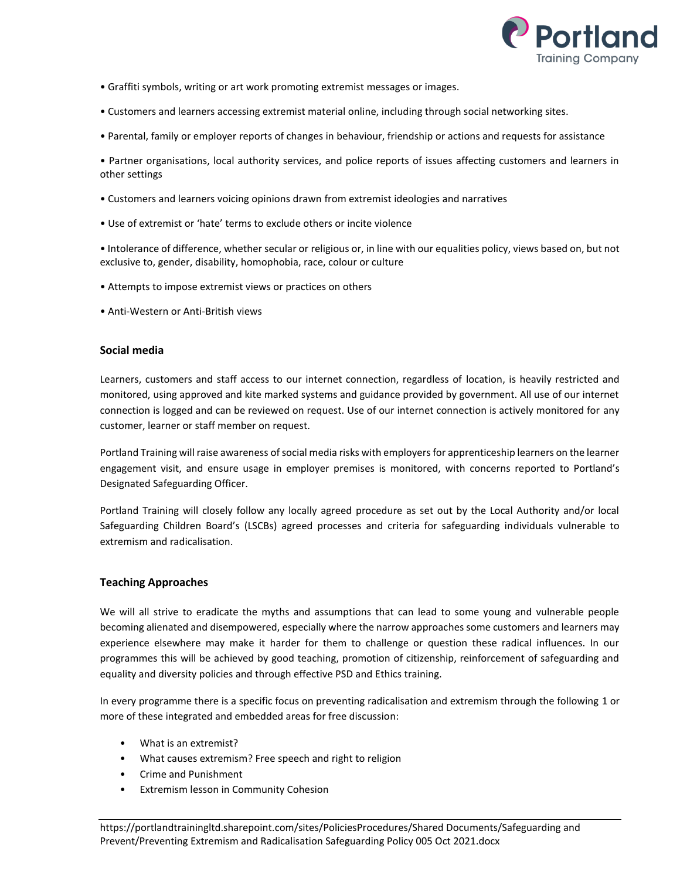- Graffiti symbols, writing or art work promoting extremist messages or images.
- Customers and learners accessing extremist material online, including through social networking sites.
- Parental, family or employer reports of changes in behaviour, friendship or actions and requests for assistance
- Partner organisations, local authority services, and police reports of issues affecting customers and learners in other settings
- Customers and learners voicing opinions drawn from extremist ideologies and narratives
- Use of extremist or 'hate' terms to exclude others or incite violence
- Intolerance of difference, whether secular or religious or, in line with our equalities policy, views based on, but not exclusive to, gender, disability, homophobia, race, colour or culture
- Attempts to impose extremist views or practices on others
- Anti-Western or Anti-British views

### Social media

Learners, customers and staff access to our internet connection, regardless of location, is heavily restricted and monitored, using approved and kite marked systems and guidance provided by government. All use of our internet connection is logged and can be reviewed on request. Use of our internet connection is actively monitored for any customer, learner or staff member on request.

Portland Training will raise awareness of social media risks with employers for apprenticeship learners on the learner engagement visit, and ensure usage in employer premises is monitored, with concerns reported to Portland's Designated Safeguarding Officer.

Portland Training will closely follow any locally agreed procedure as set out by the Local Authority and/or local Safeguarding Children Board's (LSCBs) agreed processes and criteria for safeguarding individuals vulnerable to extremism and radicalisation.

### Teaching Approaches

We will all strive to eradicate the myths and assumptions that can lead to some young and vulnerable people becoming alienated and disempowered, especially where the narrow approaches some customers and learners may experience elsewhere may make it harder for them to challenge or question these radical influences. In our programmes this will be achieved by good teaching, promotion of citizenship, reinforcement of safeguarding and equality and diversity policies and through effective PSD and Ethics training.

In every programme there is a specific focus on preventing radicalisation and extremism through the following 1 or more of these integrated and embedded areas for free discussion:

- What is an extremist?
- What causes extremism? Free speech and right to religion
- Crime and Punishment
- Extremism lesson in Community Cohesion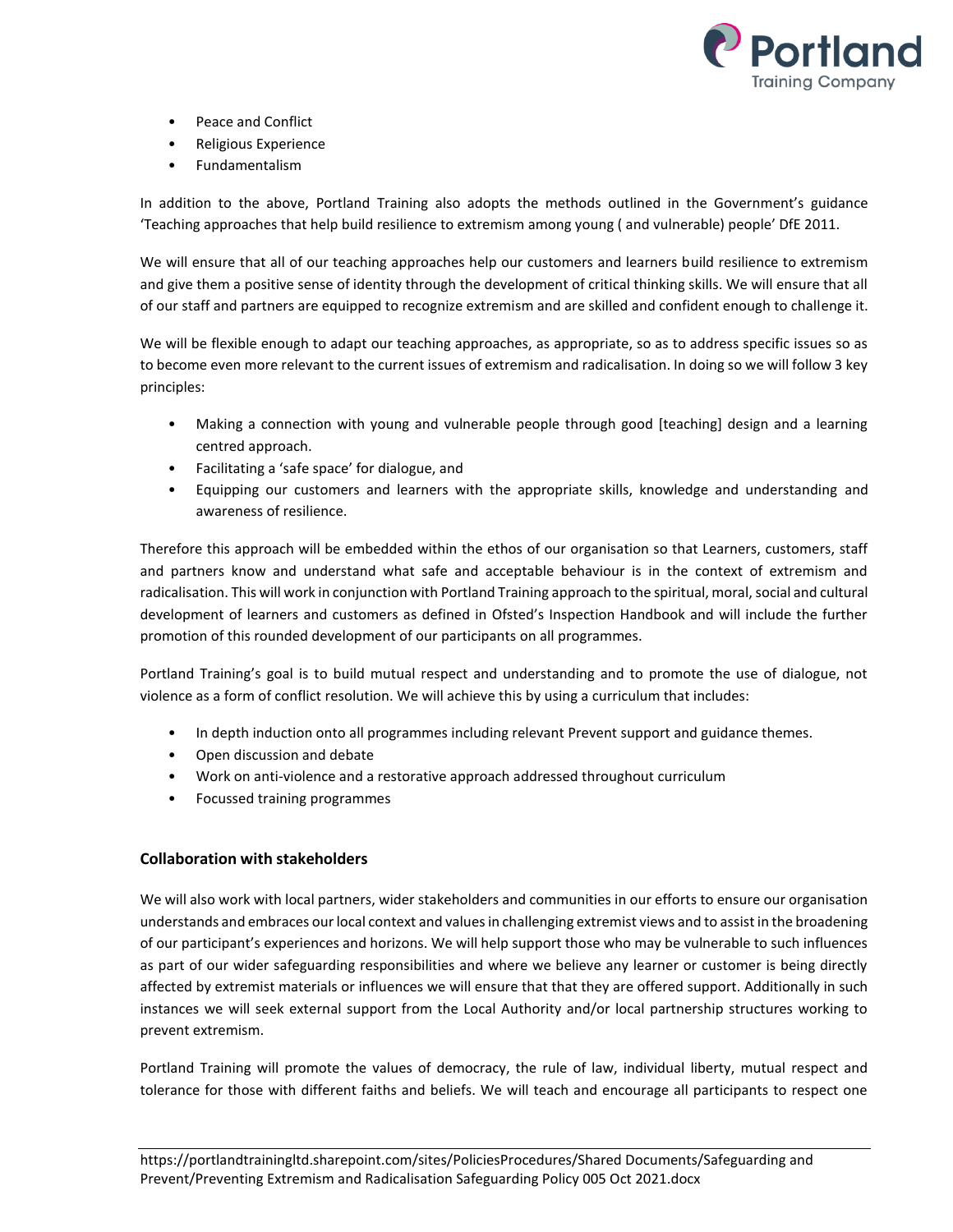- Peace and Conflict
- Religious Experience
- Fundamentalism

In addition to the above, Portland Training also adopts the methods outlined in the Government's guidance 'Teaching approaches that help build resilience to extremism among young ( and vulnerable) people' DfE 2011.

We will ensure that all of our teaching approaches help our customers and learners build resilience to extremism and give them a positive sense of identity through the development of critical thinking skills. We will ensure that all of our staff and partners are equipped to recognize extremism and are skilled and confident enough to challenge it.

We will be flexible enough to adapt our teaching approaches, as appropriate, so as to address specific issues so as to become even more relevant to the current issues of extremism and radicalisation. In doing so we will follow 3 key principles:

- Making a connection with young and vulnerable people through good [teaching] design and a learning centred approach.
- Facilitating a 'safe space' for dialogue, and
- Equipping our customers and learners with the appropriate skills, knowledge and understanding and awareness of resilience.

Therefore this approach will be embedded within the ethos of our organisation so that Learners, customers, staff and partners know and understand what safe and acceptable behaviour is in the context of extremism and radicalisation. This will work in conjunction with Portland Training approach to the spiritual, moral, social and cultural development of learners and customers as defined in Ofsted's Inspection Handbook and will include the further promotion of this rounded development of our participants on all programmes.

Portland Training's goal is to build mutual respect and understanding and to promote the use of dialogue, not violence as a form of conflict resolution. We will achieve this by using a curriculum that includes:

- In depth induction onto all programmes including relevant Prevent support and guidance themes.
- Open discussion and debate
- Work on anti-violence and a restorative approach addressed throughout curriculum
- Focussed training programmes

### Collaboration with stakeholders

We will also work with local partners, wider stakeholders and communities in our efforts to ensure our organisation understands and embraces our local context and values in challenging extremist views and to assist in the broadening of our participant's experiences and horizons. We will help support those who may be vulnerable to such influences as part of our wider safeguarding responsibilities and where we believe any learner or customer is being directly affected by extremist materials or influences we will ensure that that they are offered support. Additionally in such instances we will seek external support from the Local Authority and/or local partnership structures working to prevent extremism.

Portland Training will promote the values of democracy, the rule of law, individual liberty, mutual respect and tolerance for those with different faiths and beliefs. We will teach and encourage all participants to respect one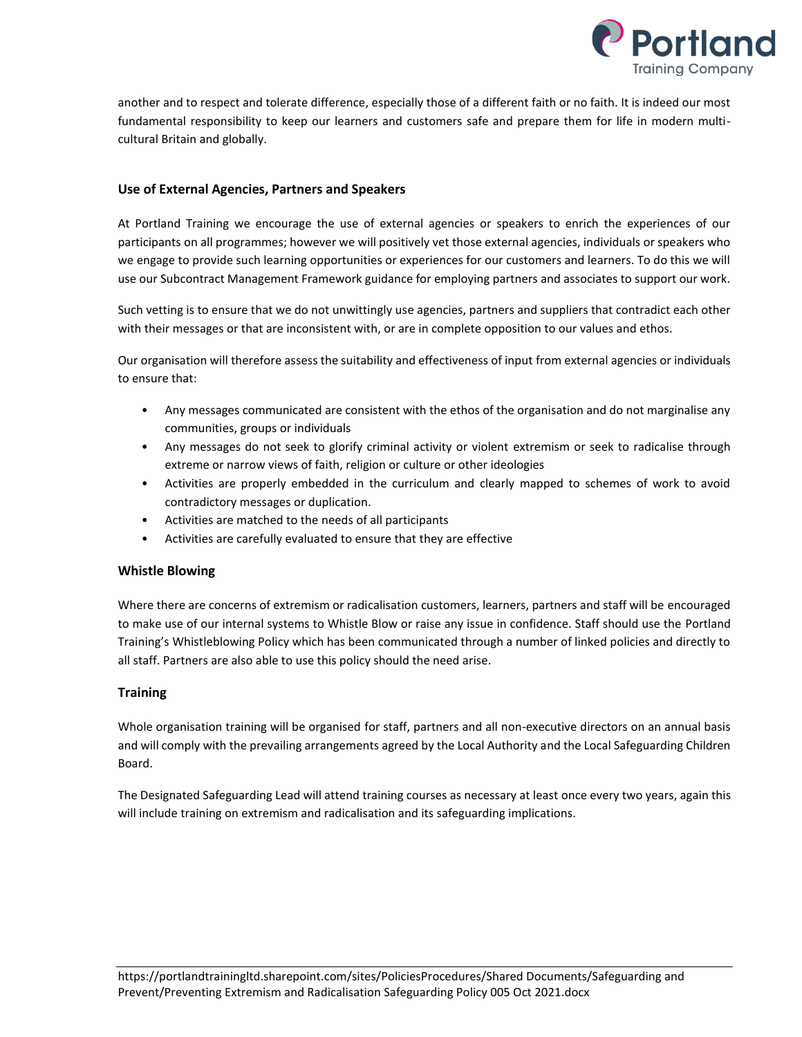another and to respect and tolerate difference, especially those of a different faith or no faith. It is indeed our most fundamental responsibility to keep our learners and customers safe and prepare them for life in modern multi-cultural Britain and globally.

### Use of External Agencies, Partners and Speakers

At Portland Training we encourage the use of external agencies or speakers to enrich the experiences of our participants on all programmes; however we will positively vet those external agencies, individuals or speakers who we engage to provide such learning opportunities or experiences for our customers and learners. To do this we will use our Subcontract Management Framework guidance for employing partners and associates to support our work.

Such vetting is to ensure that we do not unwittingly use agencies, partners and suppliers that contradict each other with their messages or that are inconsistent with, or are in complete opposition to our values and ethos.

Our organisation will therefore assess the suitability and effectiveness of input from external agencies or individuals to ensure that:

- Any messages communicated are consistent with the ethos of the organisation and do not marginalise any communities, groups or individuals
- Any messages do not seek to glorify criminal activity or violent extremism or seek to radicalise through extreme or narrow views of faith, religion or culture or other ideologies
- Activities are properly embedded in the curriculum and clearly mapped to schemes of work to avoid contradictory messages or duplication.
- Activities are matched to the needs of all participants
- Activities are carefully evaluated to ensure that they are effective

### Whistle Blowing

Where there are concerns of extremism or radicalisation customers, learners, partners and staff will be encouraged to make use of our internal systems to Whistle Blow or raise any issue in confidence. Staff should use the Portland Training's Whistleblowing Policy which has been communicated through a number of linked policies and directly to all staff. Partners are also able to use this policy should the need arise.

### Training

Whole organisation training will be organised for staff, partners and all non-executive directors on an annual basis and will comply with the prevailing arrangements agreed by the Local Authority and the Local Safeguarding Children Board.

The Designated Safeguarding Lead will attend training courses as necessary at least once every two years, again this will include training on extremism and radicalisation and its safeguarding implications.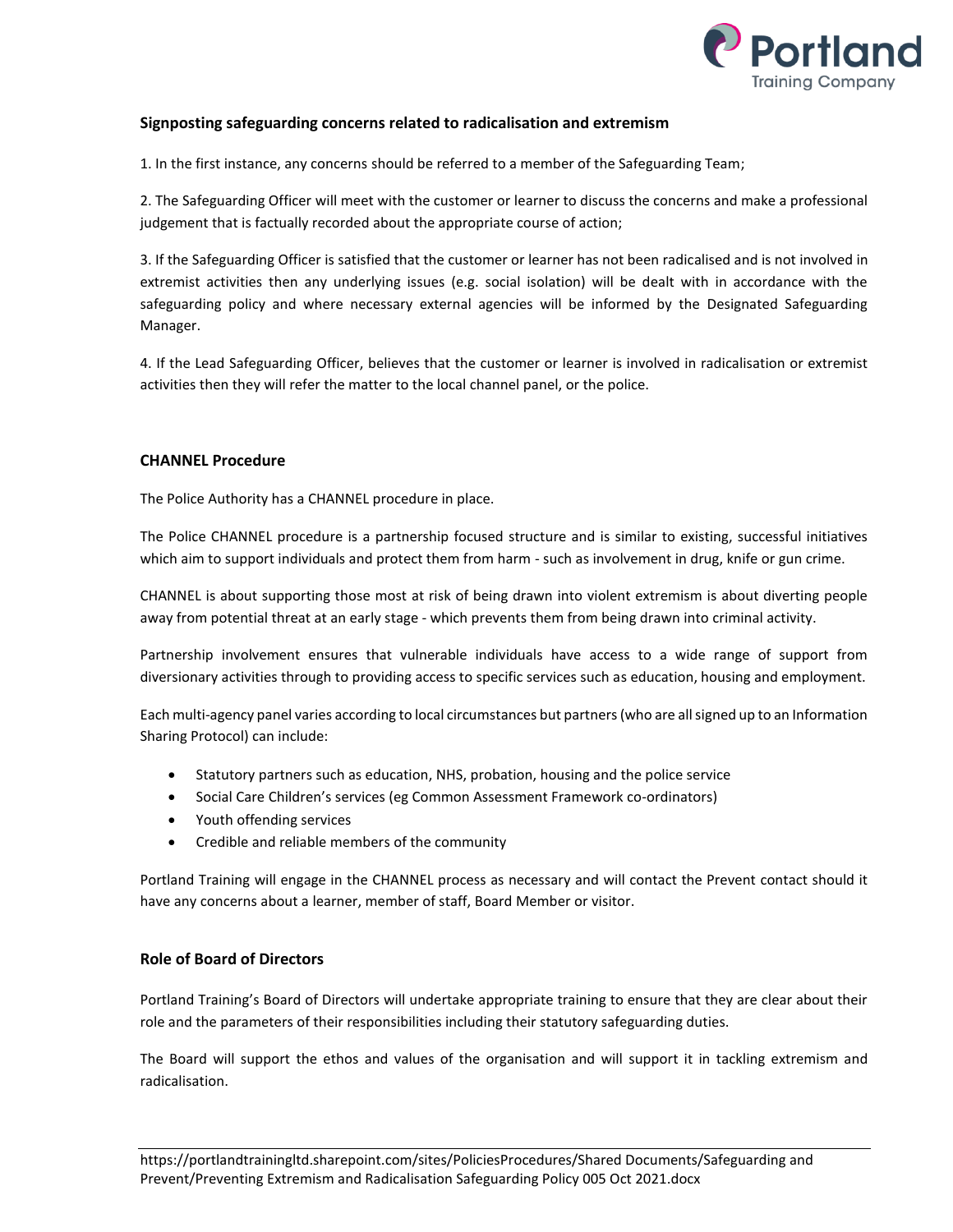### Signposting safeguarding concerns related to radicalisation and extremism

1. In the first instance, any concerns should be referred to a member of the Safeguarding Team;

2. The Safeguarding Officer will meet with the customer or learner to discuss the concerns and make a professional judgement that is factually recorded about the appropriate course of action;

3. If the Safeguarding Officer is satisfied that the customer or learner has not been radicalised and is not involved in extremist activities then any underlying issues (e.g. social isolation) will be dealt with in accordance with the safeguarding policy and where necessary external agencies will be informed by the Designated Safeguarding Manager.

4. If the Lead Safeguarding Officer, believes that the customer or learner is involved in radicalisation or extremist activities then they will refer the matter to the local channel panel, or the police.

### CHANNEL Procedure

The Police Authority has a CHANNEL procedure in place.

The Police CHANNEL procedure is a partnership focused structure and is similar to existing, successful initiatives which aim to support individuals and protect them from harm - such as involvement in drug, knife or gun crime.

CHANNEL is about supporting those most at risk of being drawn into violent extremism is about diverting people away from potential threat at an early stage - which prevents them from being drawn into criminal activity.

Partnership involvement ensures that vulnerable individuals have access to a wide range of support from diversionary activities through to providing access to specific services such as education, housing and employment.

Each multi-agency panel varies according to local circumstances but partners (who are all signed up to an Information Sharing Protocol) can include:

- Statutory partners such as education, NHS, probation, housing and the police service
- Social Care Children's services (eg Common Assessment Framework co-ordinators)
- Youth offending services
- Credible and reliable members of the community

Portland Training will engage in the CHANNEL process as necessary and will contact the Prevent contact should it have any concerns about a learner, member of staff, Board Member or visitor.

### Role of Board of Directors

Portland Training's Board of Directors will undertake appropriate training to ensure that they are clear about their role and the parameters of their responsibilities including their statutory safeguarding duties.

The Board will support the ethos and values of the organisation and will support it in tackling extremism and radicalisation.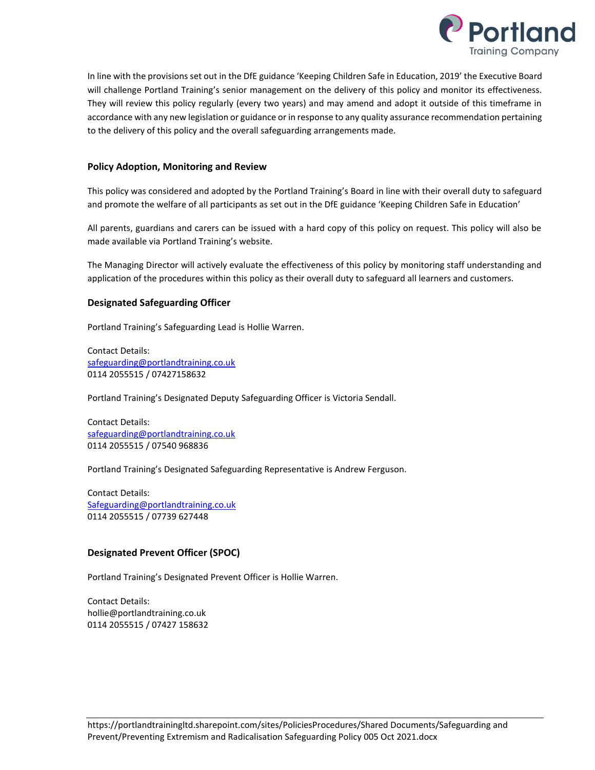In line with the provisions set out in the DfE guidance 'Keeping Children Safe in Education, 2019' the Executive Board will challenge Portland Training's senior management on the delivery of this policy and monitor its effectiveness. They will review this policy regularly (every two years) and may amend and adopt it outside of this timeframe in accordance with any new legislation or guidance or in response to any quality assurance recommendation pertaining to the delivery of this policy and the overall safeguarding arrangements made.

### Policy Adoption, Monitoring and Review

This policy was considered and adopted by the Portland Training's Board in line with their overall duty to safeguard and promote the welfare of all participants as set out in the DfE guidance 'Keeping Children Safe in Education'

All parents, guardians and carers can be issued with a hard copy of this policy on request. This policy will also be made available via Portland Training's website.

The Managing Director will actively evaluate the effectiveness of this policy by monitoring staff understanding and application of the procedures within this policy as their overall duty to safeguard all learners and customers.

### Designated Safeguarding Officer

Portland Training's Safeguarding Lead is Hollie Warren.

Contact Details:
safeguarding@portlandtraining.co.uk
0114 2055515 / 07427158632

Portland Training's Designated Deputy Safeguarding Officer is Victoria Sendall.

Contact Details:
safeguarding@portlandtraining.co.uk
0114 2055515 / 07540 968836

Portland Training's Designated Safeguarding Representative is Andrew Ferguson.

Contact Details:
Safeguarding@portlandtraining.co.uk
0114 2055515 / 07739 627448

### Designated Prevent Officer (SPOC)

Portland Training's Designated Prevent Officer is Hollie Warren.

Contact Details:
hollie@portlandtraining.co.uk
0114 2055515 / 07427 158632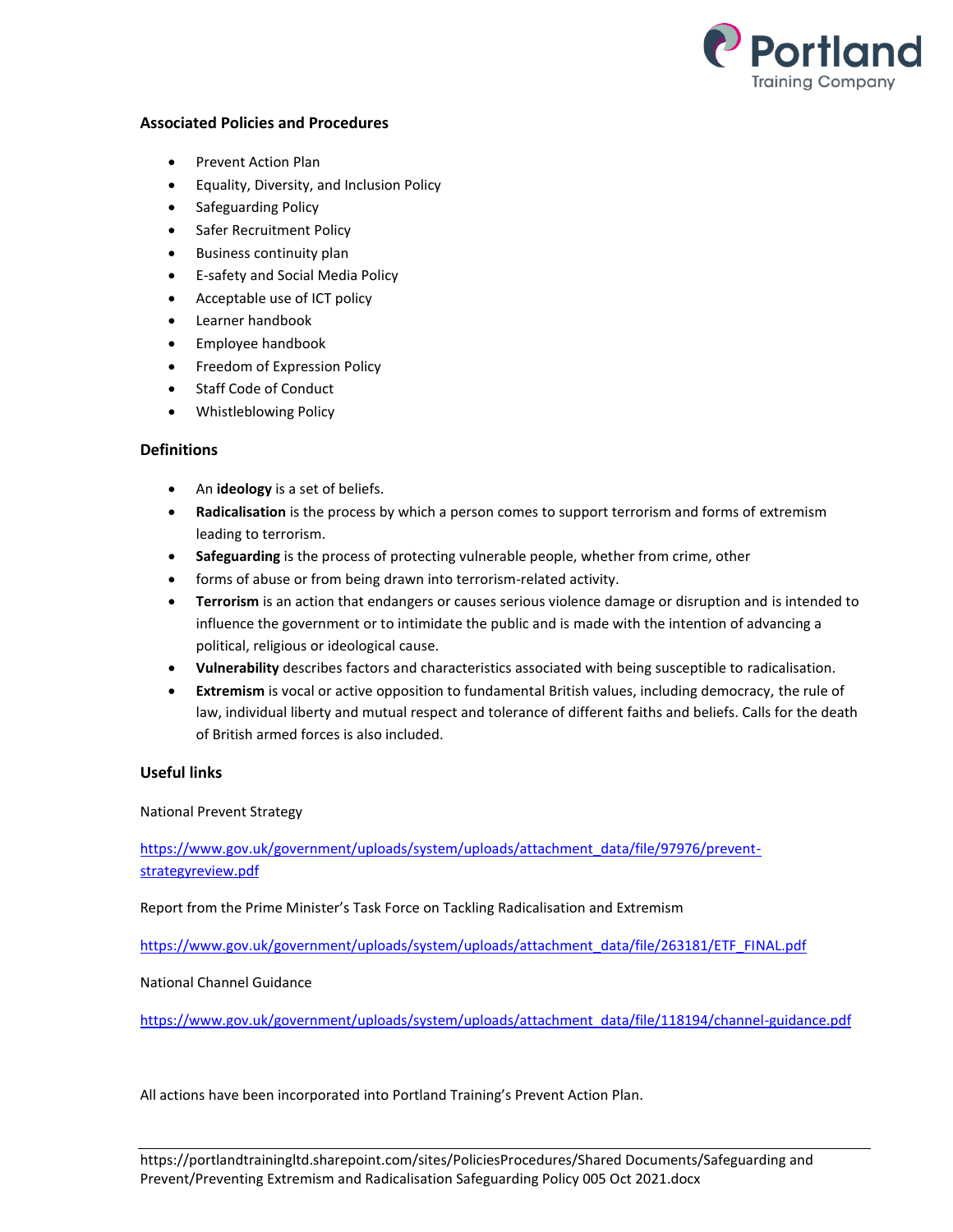### Associated Policies and Procedures

- Prevent Action Plan
- Equality, Diversity, and Inclusion Policy
- Safeguarding Policy
- Safer Recruitment Policy
- Business continuity plan
- E-safety and Social Media Policy
- Acceptable use of ICT policy
- Learner handbook
- Employee handbook
- Freedom of Expression Policy
- Staff Code of Conduct
- Whistleblowing Policy

### Definitions

- An **ideology** is a set of beliefs.
- **Radicalisation** is the process by which a person comes to support terrorism and forms of extremism leading to terrorism.
- **Safeguarding** is the process of protecting vulnerable people, whether from crime, other
- forms of abuse or from being drawn into terrorism-related activity.
- **Terrorism** is an action that endangers or causes serious violence damage or disruption and is intended to influence the government or to intimidate the public and is made with the intention of advancing a political, religious or ideological cause.
- **Vulnerability** describes factors and characteristics associated with being susceptible to radicalisation.
- **Extremism** is vocal or active opposition to fundamental British values, including democracy, the rule of law, individual liberty and mutual respect and tolerance of different faiths and beliefs. Calls for the death of British armed forces is also included.

### Useful links

National Prevent Strategy

https://www.gov.uk/government/uploads/system/uploads/attachment_data/file/97976/prevent-strategyreview.pdf

Report from the Prime Minister's Task Force on Tackling Radicalisation and Extremism

https://www.gov.uk/government/uploads/system/uploads/attachment_data/file/263181/ETF_FINAL.pdf

National Channel Guidance

https://www.gov.uk/government/uploads/system/uploads/attachment_data/file/118194/channel-guidance.pdf

All actions have been incorporated into Portland Training's Prevent Action Plan.